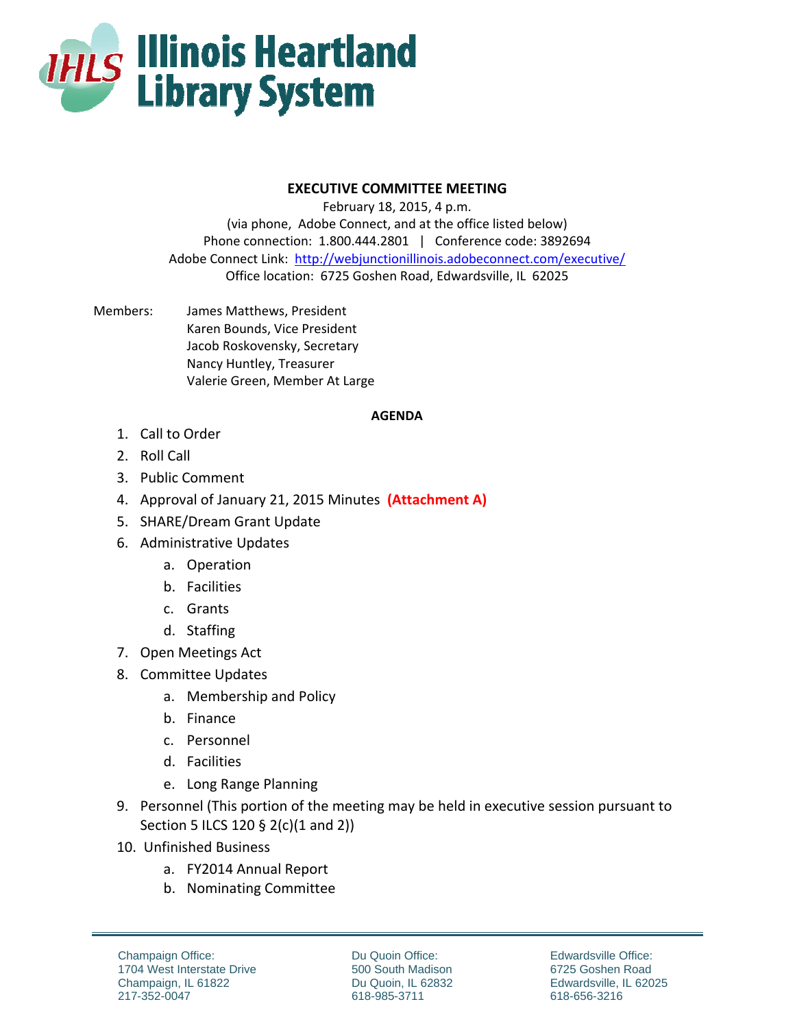# Illinois Heartland Library System

## EXECUTIVE COMMITTEE MEETING

February 18, 2015, 4 p.m.
(via phone, Adobe Connect, and at the office listed below)
Phone connection: 1.800.444.2801 | Conference code: 3892694
Adobe Connect Link: http://webjunctionillinois.adobeconnect.com/executive/
Office location: 6725 Goshen Road, Edwardsville, IL 62025

Members:
James Matthews, President
Karen Bounds, Vice President
Jacob Roskovensky, Secretary
Nancy Huntley, Treasurer
Valerie Green, Member At Large

**AGENDA**

1. Call to Order
2. Roll Call
3. Public Comment
4. Approval of January 21, 2015 Minutes **(Attachment A)**
5. SHARE/Dream Grant Update
6. Administrative Updates
   a. Operation
   b. Facilities
   c. Grants
   d. Staffing
7. Open Meetings Act
8. Committee Updates
   a. Membership and Policy
   b. Finance
   c. Personnel
   d. Facilities
   e. Long Range Planning
9. Personnel (This portion of the meeting may be held in executive session pursuant to Section 5 ILCS 120 § 2(c)(1 and 2))
10. Unfinished Business
    a. FY2014 Annual Report
    b. Nominating Committee

Champaign Office:
1704 West Interstate Drive
Champaign, IL 61822
217-352-0047

Du Quoin Office:
500 South Madison
Du Quoin, IL 62832
618-985-3711

Edwardsville Office:
6725 Goshen Road
Edwardsville, IL 62025
618-656-3216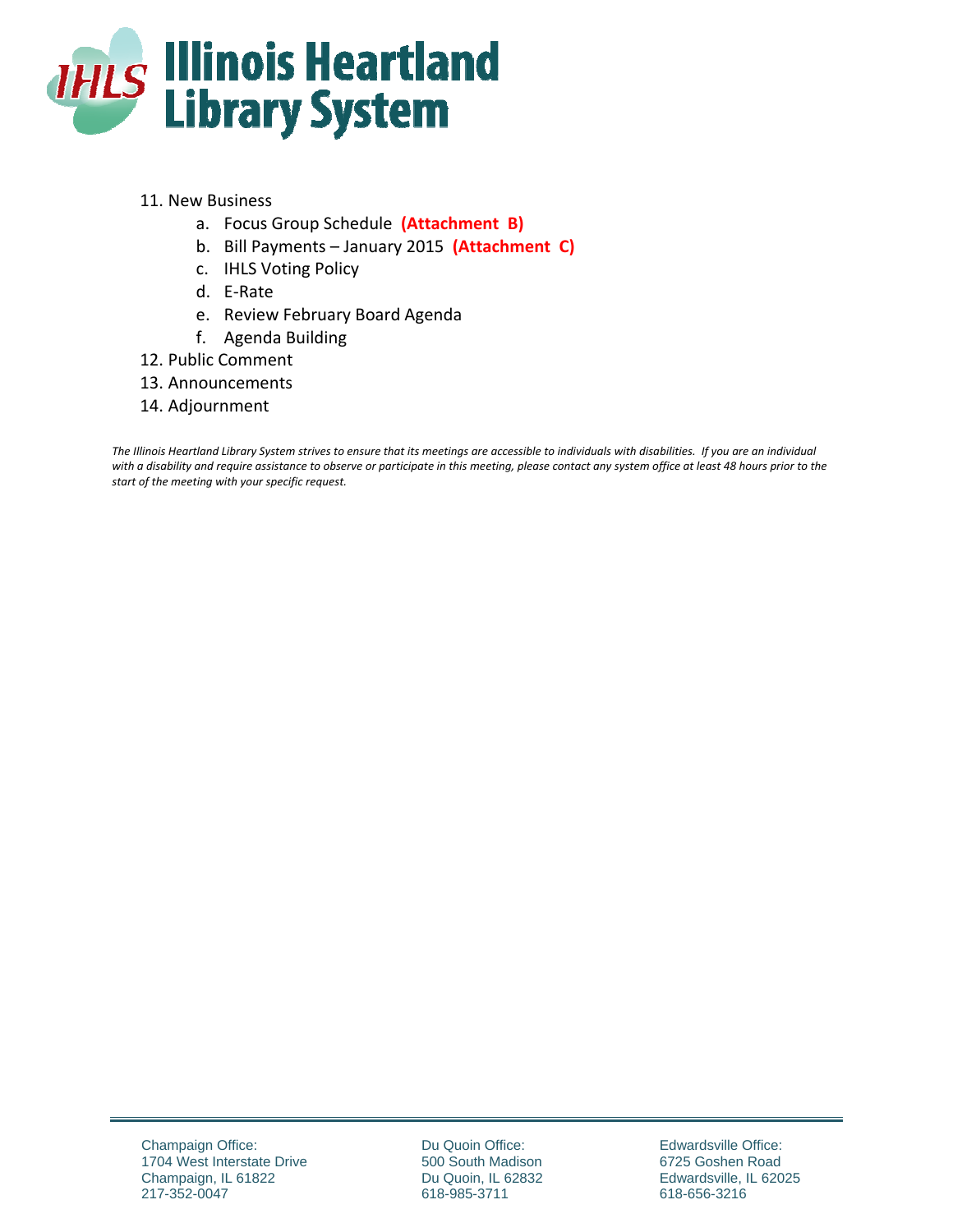11. New Business
    a. Focus Group Schedule **(Attachment B)**
    b. Bill Payments – January 2015 **(Attachment C)**
    c. IHLS Voting Policy
    d. E-Rate
    e. Review February Board Agenda
    f. Agenda Building
12. Public Comment
13. Announcements
14. Adjournment

*The Illinois Heartland Library System strives to ensure that its meetings are accessible to individuals with disabilities. If you are an individual with a disability and require assistance to observe or participate in this meeting, please contact any system office at least 48 hours prior to the start of the meeting with your specific request.*

Champaign Office:
1704 West Interstate Drive
Champaign, IL 61822
217-352-0047

Du Quoin Office:
500 South Madison
Du Quoin, IL 62832
618-985-3711

Edwardsville Office:
6725 Goshen Road
Edwardsville, IL 62025
618-656-3216